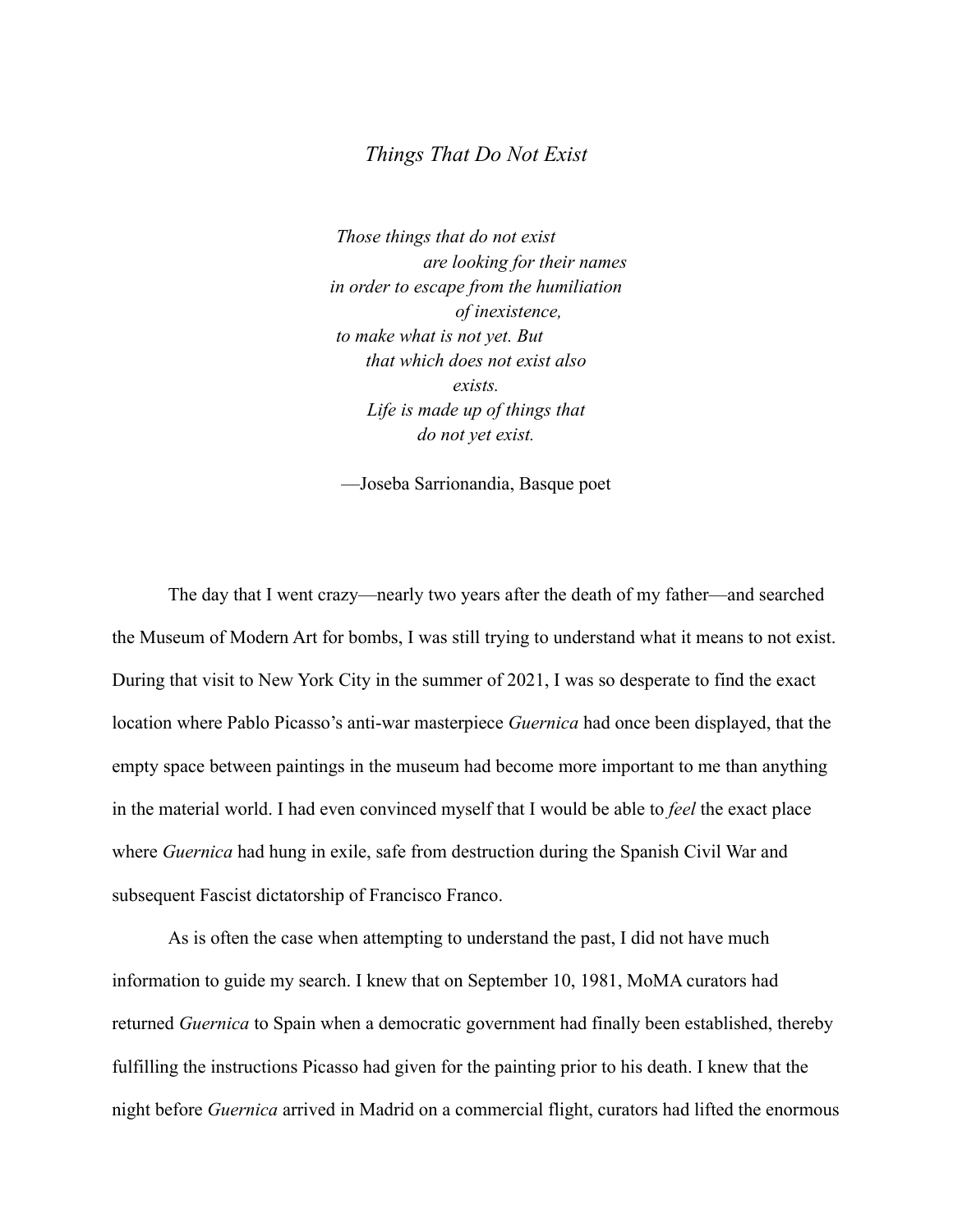# *Things That Do Not Exist*

> *Those things that do not exist*
> *are looking for their names*
> *in order to escape from the humiliation*
> *of inexistence,*
> *to make what is not yet. But*
> *that which does not exist also*
> *exists.*
> *Life is made up of things that*
> *do not yet exist.*
>
> —Joseba Sarrionandia, Basque poet

The day that I went crazy—nearly two years after the death of my father—and searched the Museum of Modern Art for bombs, I was still trying to understand what it means to not exist. During that visit to New York City in the summer of 2021, I was so desperate to find the exact location where Pablo Picasso's anti-war masterpiece *Guernica* had once been displayed, that the empty space between paintings in the museum had become more important to me than anything in the material world. I had even convinced myself that I would be able to *feel* the exact place where *Guernica* had hung in exile, safe from destruction during the Spanish Civil War and subsequent Fascist dictatorship of Francisco Franco.

As is often the case when attempting to understand the past, I did not have much information to guide my search. I knew that on September 10, 1981, MoMA curators had returned *Guernica* to Spain when a democratic government had finally been established, thereby fulfilling the instructions Picasso had given for the painting prior to his death. I knew that the night before *Guernica* arrived in Madrid on a commercial flight, curators had lifted the enormous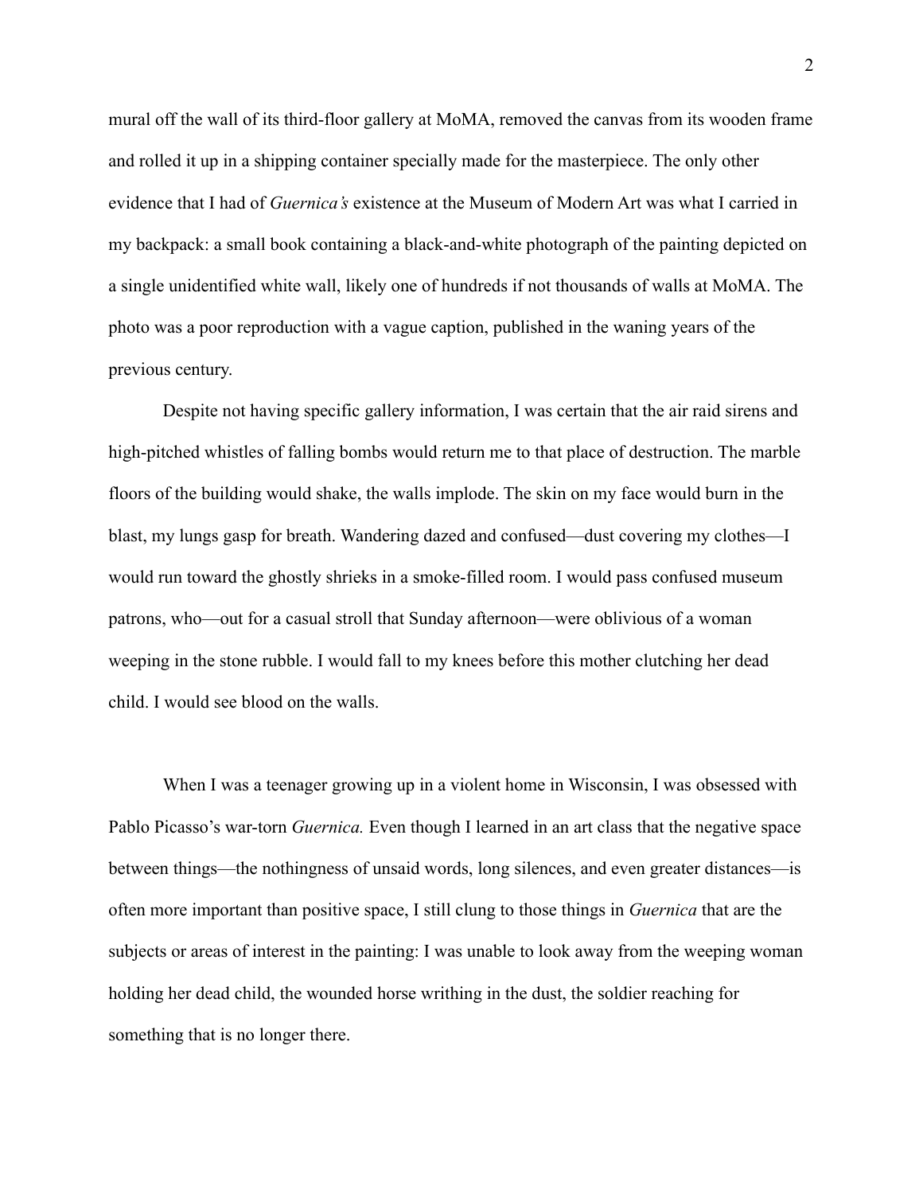mural off the wall of its third-floor gallery at MoMA, removed the canvas from its wooden frame and rolled it up in a shipping container specially made for the masterpiece. The only other evidence that I had of *Guernica's* existence at the Museum of Modern Art was what I carried in my backpack: a small book containing a black-and-white photograph of the painting depicted on a single unidentified white wall, likely one of hundreds if not thousands of walls at MoMA. The photo was a poor reproduction with a vague caption, published in the waning years of the previous century.

Despite not having specific gallery information, I was certain that the air raid sirens and high-pitched whistles of falling bombs would return me to that place of destruction. The marble floors of the building would shake, the walls implode. The skin on my face would burn in the blast, my lungs gasp for breath. Wandering dazed and confused—dust covering my clothes—I would run toward the ghostly shrieks in a smoke-filled room. I would pass confused museum patrons, who—out for a casual stroll that Sunday afternoon—were oblivious of a woman weeping in the stone rubble. I would fall to my knees before this mother clutching her dead child. I would see blood on the walls.

When I was a teenager growing up in a violent home in Wisconsin, I was obsessed with Pablo Picasso's war-torn *Guernica.* Even though I learned in an art class that the negative space between things—the nothingness of unsaid words, long silences, and even greater distances—is often more important than positive space, I still clung to those things in *Guernica* that are the subjects or areas of interest in the painting: I was unable to look away from the weeping woman holding her dead child, the wounded horse writhing in the dust, the soldier reaching for something that is no longer there.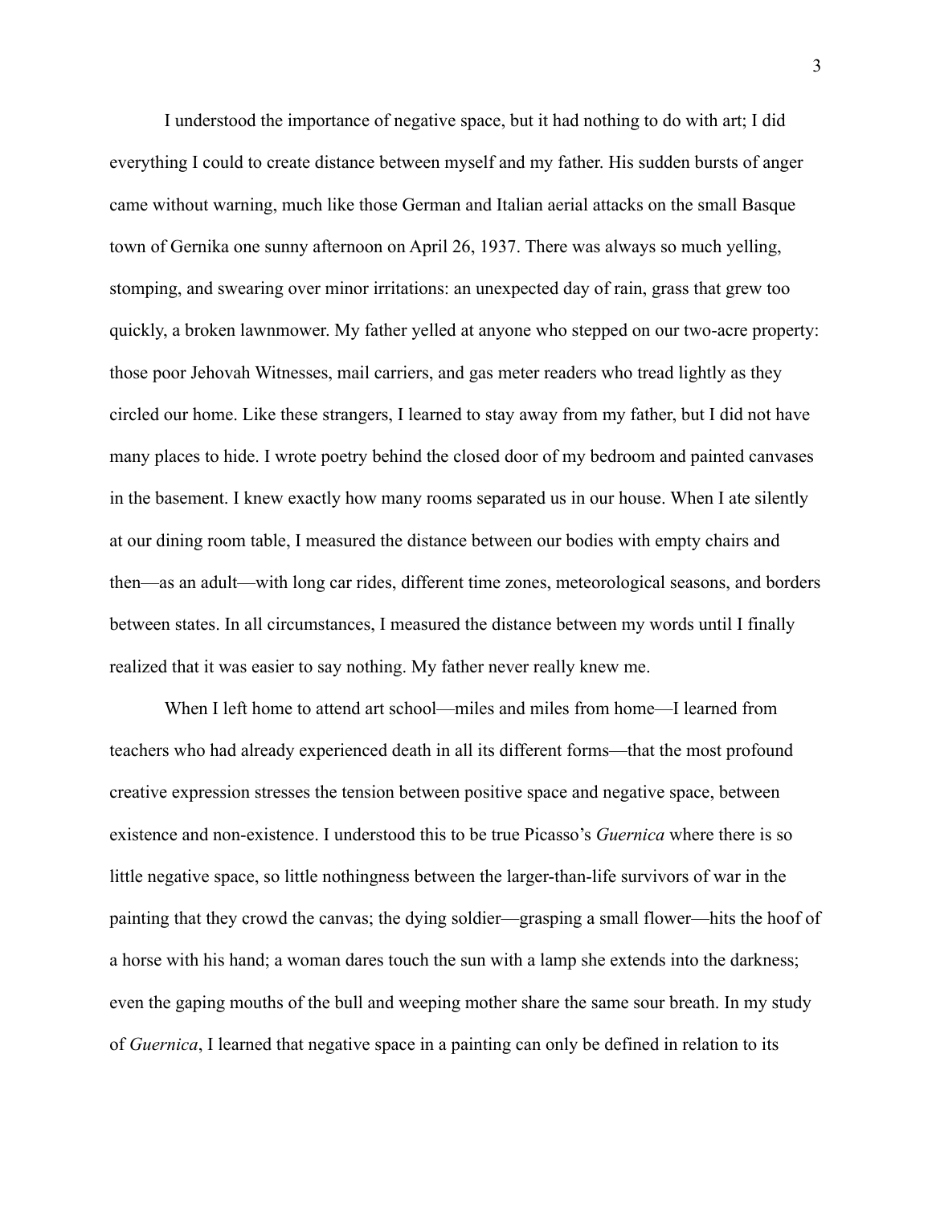I understood the importance of negative space, but it had nothing to do with art; I did everything I could to create distance between myself and my father. His sudden bursts of anger came without warning, much like those German and Italian aerial attacks on the small Basque town of Gernika one sunny afternoon on April 26, 1937. There was always so much yelling, stomping, and swearing over minor irritations: an unexpected day of rain, grass that grew too quickly, a broken lawnmower. My father yelled at anyone who stepped on our two-acre property: those poor Jehovah Witnesses, mail carriers, and gas meter readers who tread lightly as they circled our home. Like these strangers, I learned to stay away from my father, but I did not have many places to hide. I wrote poetry behind the closed door of my bedroom and painted canvases in the basement. I knew exactly how many rooms separated us in our house. When I ate silently at our dining room table, I measured the distance between our bodies with empty chairs and then—as an adult—with long car rides, different time zones, meteorological seasons, and borders between states. In all circumstances, I measured the distance between my words until I finally realized that it was easier to say nothing. My father never really knew me.

When I left home to attend art school—miles and miles from home—I learned from teachers who had already experienced death in all its different forms—that the most profound creative expression stresses the tension between positive space and negative space, between existence and non-existence. I understood this to be true Picasso's *Guernica* where there is so little negative space, so little nothingness between the larger-than-life survivors of war in the painting that they crowd the canvas; the dying soldier—grasping a small flower—hits the hoof of a horse with his hand; a woman dares touch the sun with a lamp she extends into the darkness; even the gaping mouths of the bull and weeping mother share the same sour breath. In my study of *Guernica*, I learned that negative space in a painting can only be defined in relation to its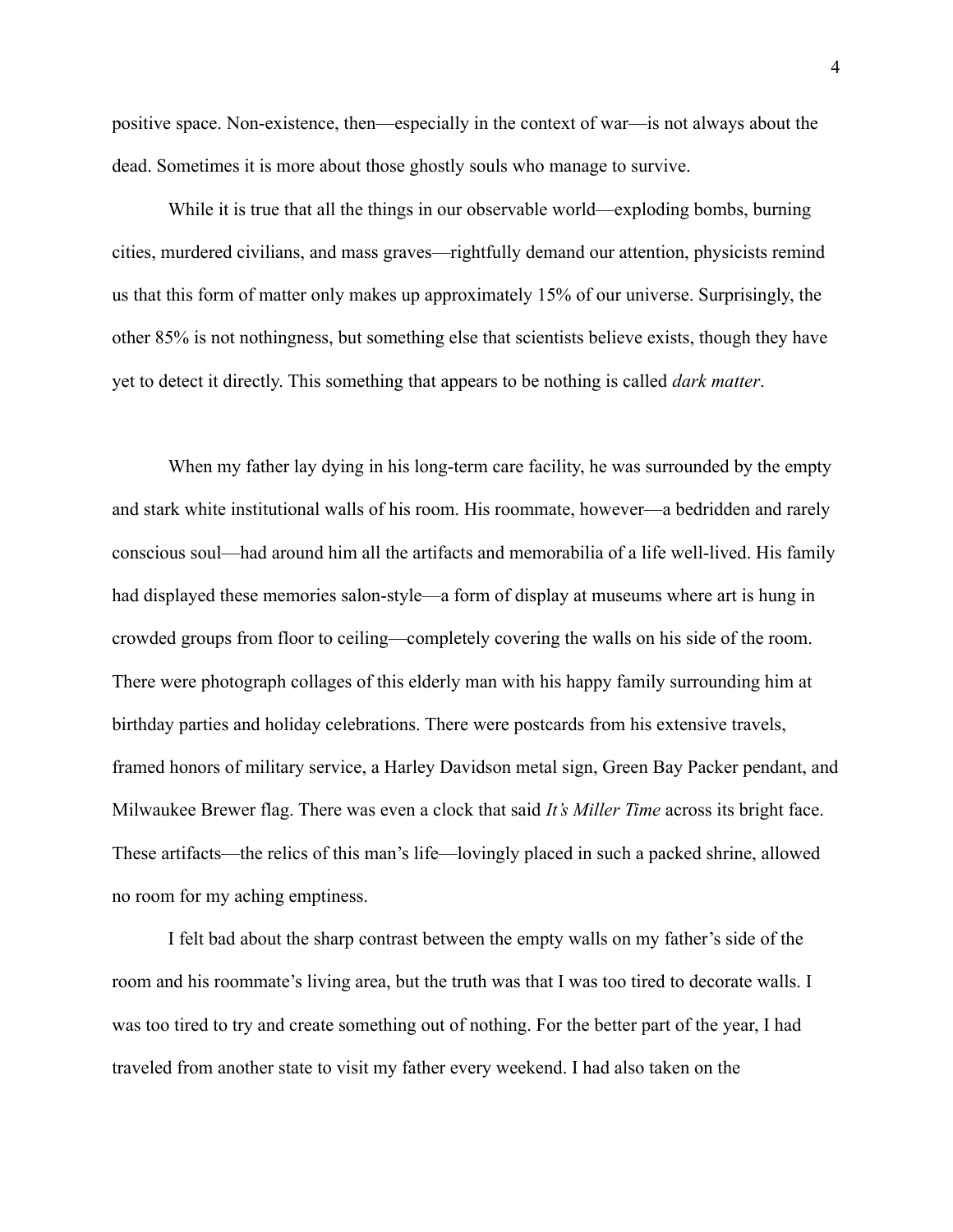positive space. Non-existence, then—especially in the context of war—is not always about the dead. Sometimes it is more about those ghostly souls who manage to survive.

While it is true that all the things in our observable world—exploding bombs, burning cities, murdered civilians, and mass graves—rightfully demand our attention, physicists remind us that this form of matter only makes up approximately 15% of our universe. Surprisingly, the other 85% is not nothingness, but something else that scientists believe exists, though they have yet to detect it directly. This something that appears to be nothing is called *dark matter*.

When my father lay dying in his long-term care facility, he was surrounded by the empty and stark white institutional walls of his room. His roommate, however—a bedridden and rarely conscious soul—had around him all the artifacts and memorabilia of a life well-lived. His family had displayed these memories salon-style—a form of display at museums where art is hung in crowded groups from floor to ceiling—completely covering the walls on his side of the room. There were photograph collages of this elderly man with his happy family surrounding him at birthday parties and holiday celebrations. There were postcards from his extensive travels, framed honors of military service, a Harley Davidson metal sign, Green Bay Packer pendant, and Milwaukee Brewer flag. There was even a clock that said *It's Miller Time* across its bright face. These artifacts—the relics of this man's life—lovingly placed in such a packed shrine, allowed no room for my aching emptiness.

I felt bad about the sharp contrast between the empty walls on my father's side of the room and his roommate's living area, but the truth was that I was too tired to decorate walls. I was too tired to try and create something out of nothing. For the better part of the year, I had traveled from another state to visit my father every weekend. I had also taken on the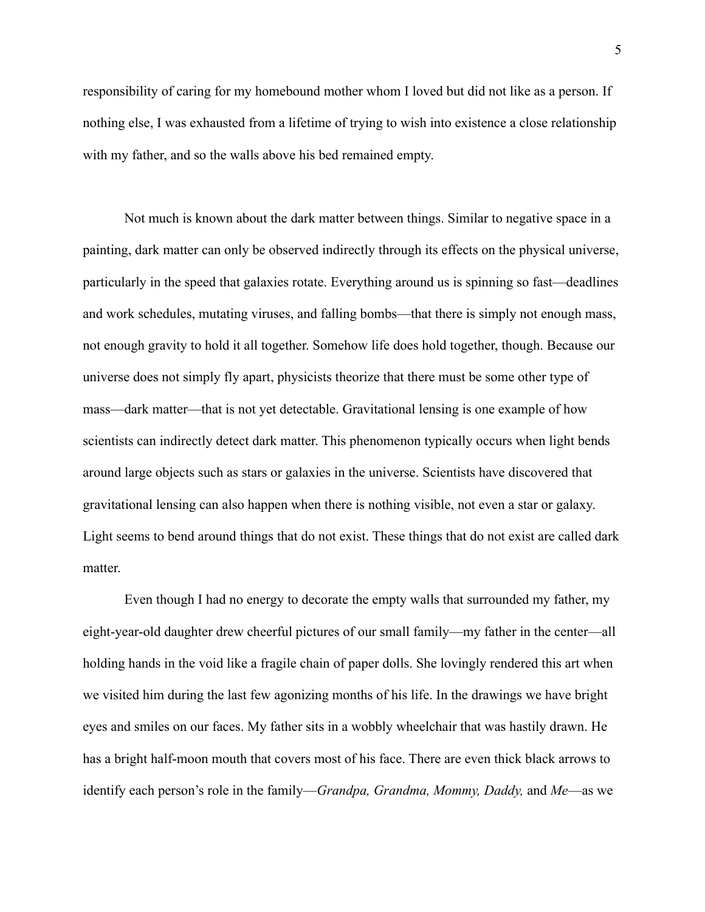responsibility of caring for my homebound mother whom I loved but did not like as a person. If nothing else, I was exhausted from a lifetime of trying to wish into existence a close relationship with my father, and so the walls above his bed remained empty.

Not much is known about the dark matter between things. Similar to negative space in a painting, dark matter can only be observed indirectly through its effects on the physical universe, particularly in the speed that galaxies rotate. Everything around us is spinning so fast—deadlines and work schedules, mutating viruses, and falling bombs—that there is simply not enough mass, not enough gravity to hold it all together. Somehow life does hold together, though. Because our universe does not simply fly apart, physicists theorize that there must be some other type of mass—dark matter—that is not yet detectable. Gravitational lensing is one example of how scientists can indirectly detect dark matter. This phenomenon typically occurs when light bends around large objects such as stars or galaxies in the universe. Scientists have discovered that gravitational lensing can also happen when there is nothing visible, not even a star or galaxy. Light seems to bend around things that do not exist. These things that do not exist are called dark matter.

Even though I had no energy to decorate the empty walls that surrounded my father, my eight-year-old daughter drew cheerful pictures of our small family—my father in the center—all holding hands in the void like a fragile chain of paper dolls. She lovingly rendered this art when we visited him during the last few agonizing months of his life. In the drawings we have bright eyes and smiles on our faces. My father sits in a wobbly wheelchair that was hastily drawn. He has a bright half-moon mouth that covers most of his face. There are even thick black arrows to identify each person's role in the family—*Grandpa, Grandma, Mommy, Daddy,* and *Me*—as we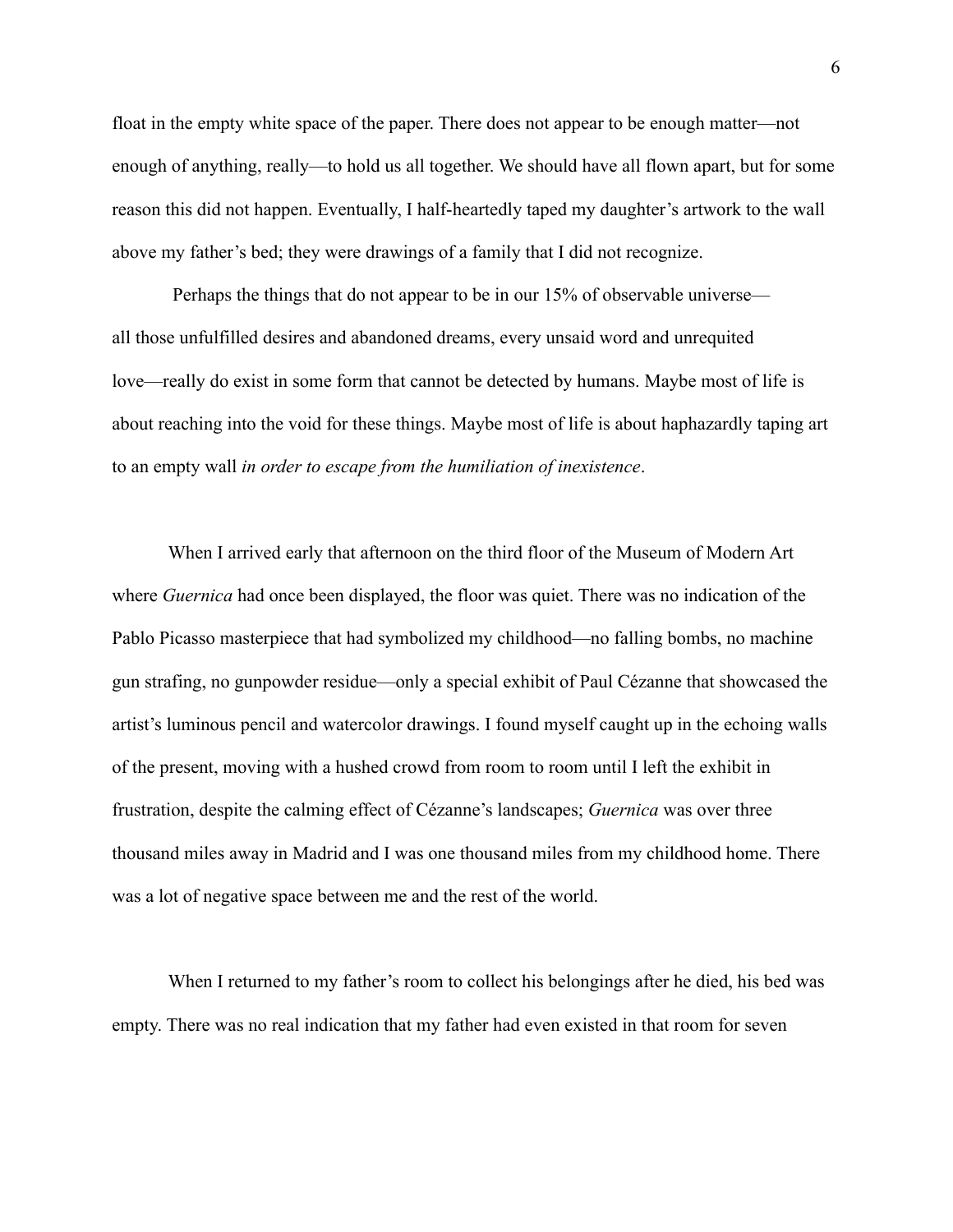float in the empty white space of the paper. There does not appear to be enough matter—not enough of anything, really—to hold us all together. We should have all flown apart, but for some reason this did not happen. Eventually, I half-heartedly taped my daughter's artwork to the wall above my father's bed; they were drawings of a family that I did not recognize.

Perhaps the things that do not appear to be in our 15% of observable universe—all those unfulfilled desires and abandoned dreams, every unsaid word and unrequited love—really do exist in some form that cannot be detected by humans. Maybe most of life is about reaching into the void for these things. Maybe most of life is about haphazardly taping art to an empty wall *in order to escape from the humiliation of inexistence*.

When I arrived early that afternoon on the third floor of the Museum of Modern Art where *Guernica* had once been displayed, the floor was quiet. There was no indication of the Pablo Picasso masterpiece that had symbolized my childhood—no falling bombs, no machine gun strafing, no gunpowder residue—only a special exhibit of Paul Cézanne that showcased the artist's luminous pencil and watercolor drawings. I found myself caught up in the echoing walls of the present, moving with a hushed crowd from room to room until I left the exhibit in frustration, despite the calming effect of Cézanne's landscapes; *Guernica* was over three thousand miles away in Madrid and I was one thousand miles from my childhood home. There was a lot of negative space between me and the rest of the world.

When I returned to my father's room to collect his belongings after he died, his bed was empty. There was no real indication that my father had even existed in that room for seven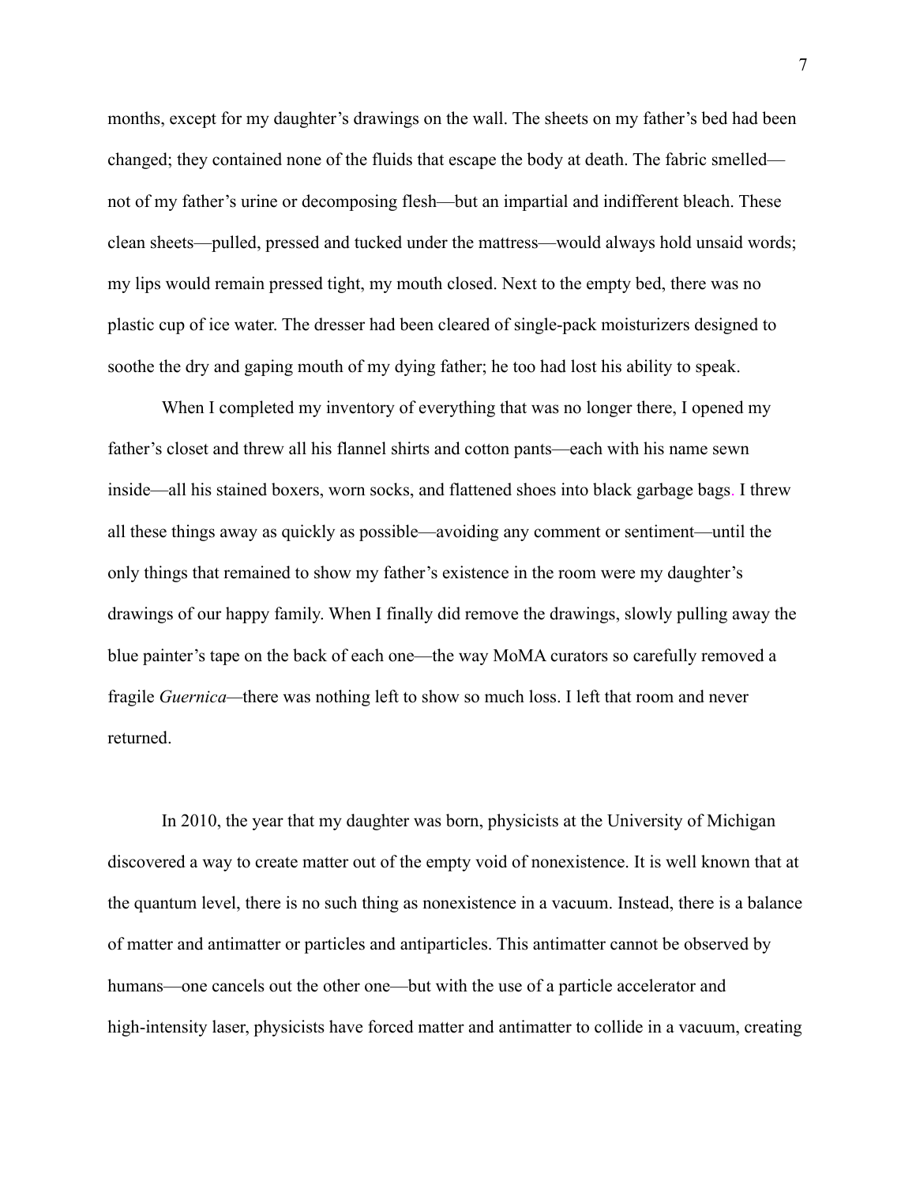months, except for my daughter's drawings on the wall. The sheets on my father's bed had been changed; they contained none of the fluids that escape the body at death. The fabric smelled—not of my father's urine or decomposing flesh—but an impartial and indifferent bleach. These clean sheets—pulled, pressed and tucked under the mattress—would always hold unsaid words; my lips would remain pressed tight, my mouth closed. Next to the empty bed, there was no plastic cup of ice water. The dresser had been cleared of single-pack moisturizers designed to soothe the dry and gaping mouth of my dying father; he too had lost his ability to speak.

When I completed my inventory of everything that was no longer there, I opened my father's closet and threw all his flannel shirts and cotton pants—each with his name sewn inside—all his stained boxers, worn socks, and flattened shoes into black garbage bags. I threw all these things away as quickly as possible—avoiding any comment or sentiment—until the only things that remained to show my father's existence in the room were my daughter's drawings of our happy family. When I finally did remove the drawings, slowly pulling away the blue painter's tape on the back of each one—the way MoMA curators so carefully removed a fragile *Guernica*—there was nothing left to show so much loss. I left that room and never returned.

In 2010, the year that my daughter was born, physicists at the University of Michigan discovered a way to create matter out of the empty void of nonexistence. It is well known that at the quantum level, there is no such thing as nonexistence in a vacuum. Instead, there is a balance of matter and antimatter or particles and antiparticles. This antimatter cannot be observed by humans—one cancels out the other one—but with the use of a particle accelerator and high-intensity laser, physicists have forced matter and antimatter to collide in a vacuum, creating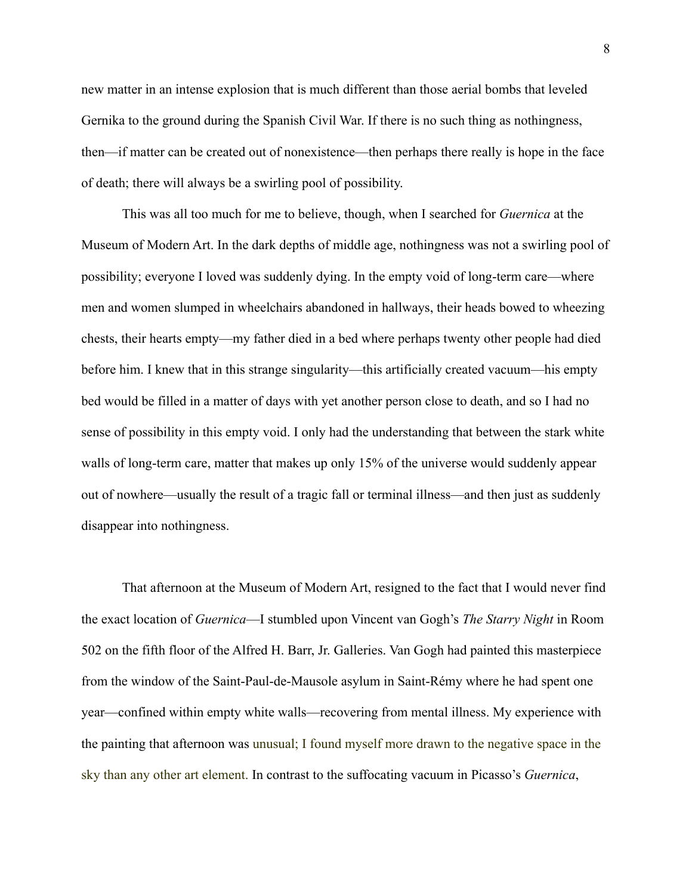new matter in an intense explosion that is much different than those aerial bombs that leveled Gernika to the ground during the Spanish Civil War. If there is no such thing as nothingness, then—if matter can be created out of nonexistence—then perhaps there really is hope in the face of death; there will always be a swirling pool of possibility.

This was all too much for me to believe, though, when I searched for *Guernica* at the Museum of Modern Art. In the dark depths of middle age, nothingness was not a swirling pool of possibility; everyone I loved was suddenly dying. In the empty void of long-term care—where men and women slumped in wheelchairs abandoned in hallways, their heads bowed to wheezing chests, their hearts empty—my father died in a bed where perhaps twenty other people had died before him. I knew that in this strange singularity—this artificially created vacuum—his empty bed would be filled in a matter of days with yet another person close to death, and so I had no sense of possibility in this empty void. I only had the understanding that between the stark white walls of long-term care, matter that makes up only 15% of the universe would suddenly appear out of nowhere—usually the result of a tragic fall or terminal illness—and then just as suddenly disappear into nothingness.

That afternoon at the Museum of Modern Art, resigned to the fact that I would never find the exact location of *Guernica*—I stumbled upon Vincent van Gogh's *The Starry Night* in Room 502 on the fifth floor of the Alfred H. Barr, Jr. Galleries. Van Gogh had painted this masterpiece from the window of the Saint-Paul-de-Mausole asylum in Saint-Rémy where he had spent one year—confined within empty white walls—recovering from mental illness. My experience with the painting that afternoon was unusual; I found myself more drawn to the negative space in the sky than any other art element. In contrast to the suffocating vacuum in Picasso's *Guernica*,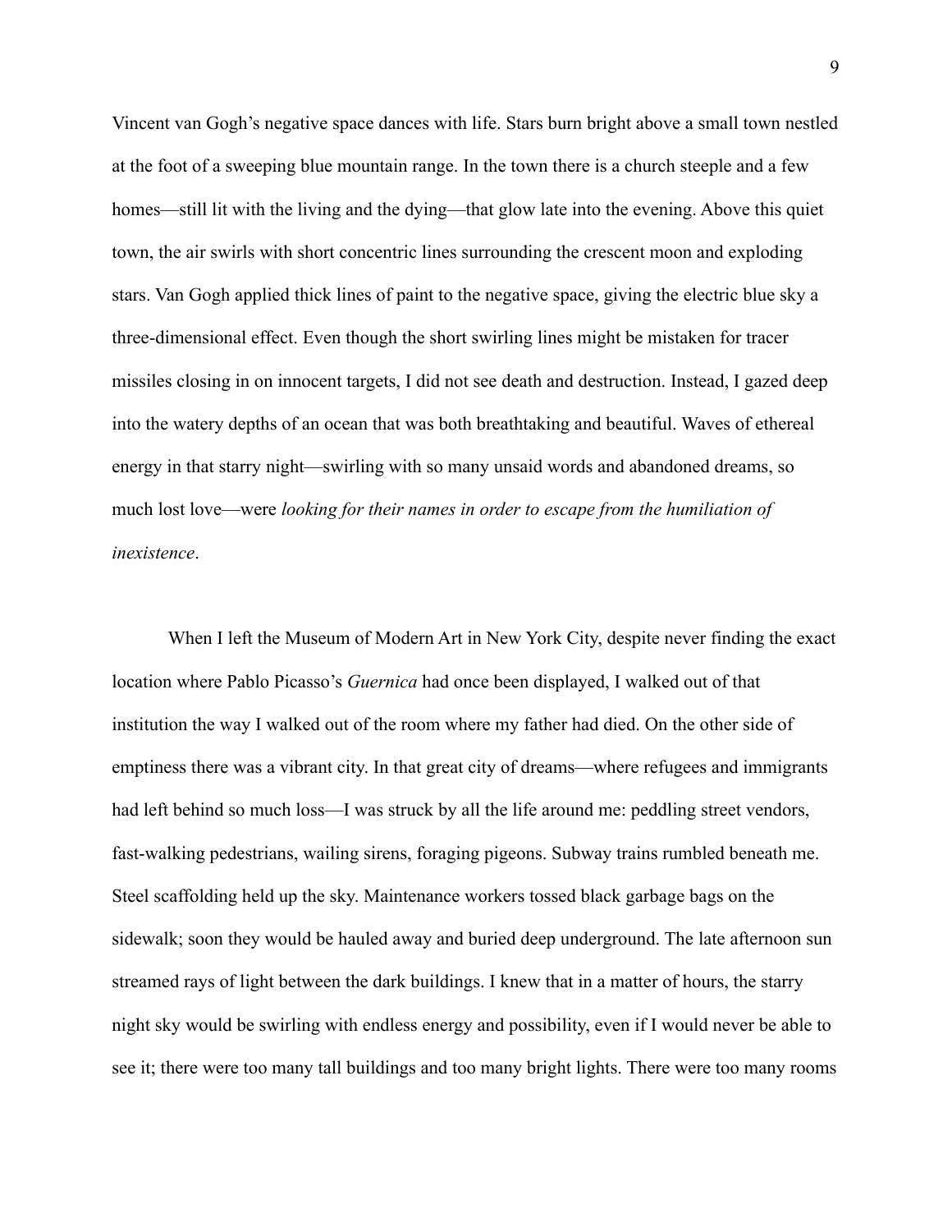Vincent van Gogh's negative space dances with life. Stars burn bright above a small town nestled at the foot of a sweeping blue mountain range. In the town there is a church steeple and a few homes—still lit with the living and the dying—that glow late into the evening. Above this quiet town, the air swirls with short concentric lines surrounding the crescent moon and exploding stars. Van Gogh applied thick lines of paint to the negative space, giving the electric blue sky a three-dimensional effect. Even though the short swirling lines might be mistaken for tracer missiles closing in on innocent targets, I did not see death and destruction. Instead, I gazed deep into the watery depths of an ocean that was both breathtaking and beautiful. Waves of ethereal energy in that starry night—swirling with so many unsaid words and abandoned dreams, so much lost love—were *looking for their names in order to escape from the humiliation of inexistence*.

When I left the Museum of Modern Art in New York City, despite never finding the exact location where Pablo Picasso's *Guernica* had once been displayed, I walked out of that institution the way I walked out of the room where my father had died. On the other side of emptiness there was a vibrant city. In that great city of dreams—where refugees and immigrants had left behind so much loss—I was struck by all the life around me: peddling street vendors, fast-walking pedestrians, wailing sirens, foraging pigeons. Subway trains rumbled beneath me. Steel scaffolding held up the sky. Maintenance workers tossed black garbage bags on the sidewalk; soon they would be hauled away and buried deep underground. The late afternoon sun streamed rays of light between the dark buildings. I knew that in a matter of hours, the starry night sky would be swirling with endless energy and possibility, even if I would never be able to see it; there were too many tall buildings and too many bright lights. There were too many rooms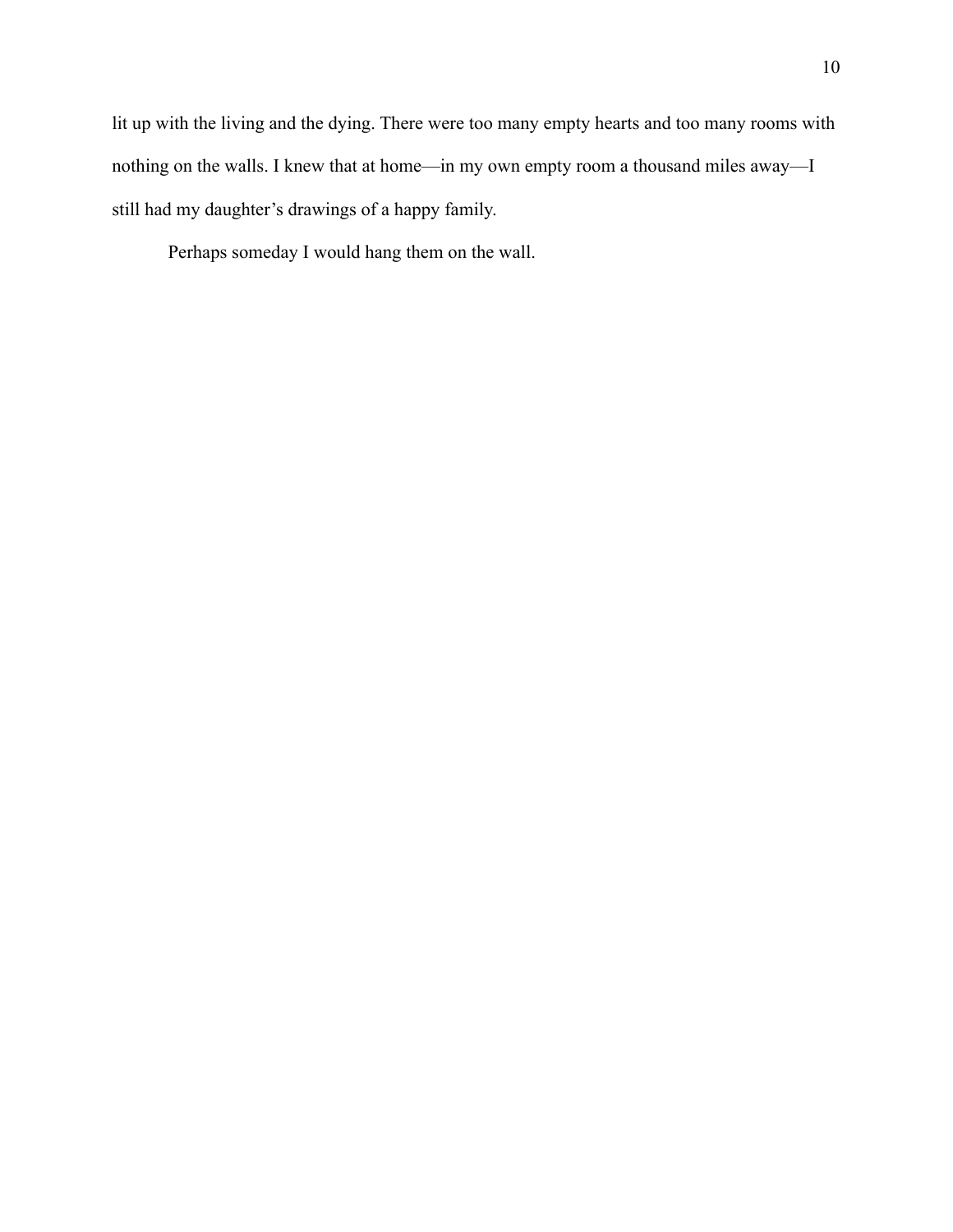lit up with the living and the dying. There were too many empty hearts and too many rooms with nothing on the walls. I knew that at home—in my own empty room a thousand miles away—I still had my daughter's drawings of a happy family.

Perhaps someday I would hang them on the wall.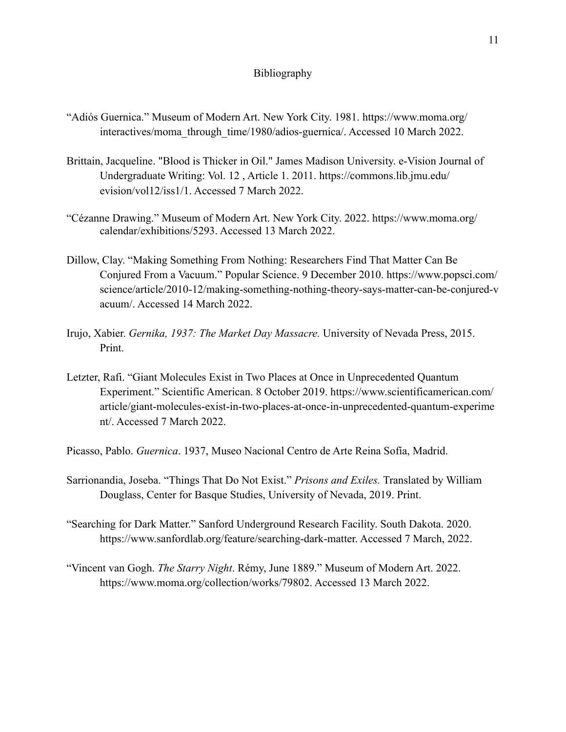# Bibliography

"Adiós Guernica." Museum of Modern Art. New York City. 1981. https://www.moma.org/interactives/moma_through_time/1980/adios-guernica/. Accessed 10 March 2022.

Brittain, Jacqueline. "Blood is Thicker in Oil." James Madison University. e-Vision Journal of Undergraduate Writing: Vol. 12 , Article 1. 2011. https://commons.lib.jmu.edu/evision/vol12/iss1/1. Accessed 7 March 2022.

"Cézanne Drawing." Museum of Modern Art. New York City. 2022. https://www.moma.org/calendar/exhibitions/5293. Accessed 13 March 2022.

Dillow, Clay. "Making Something From Nothing: Researchers Find That Matter Can Be Conjured From a Vacuum." Popular Science. 9 December 2010. https://www.popsci.com/science/article/2010-12/making-something-nothing-theory-says-matter-can-be-conjured-vacuum/. Accessed 14 March 2022.

Irujo, Xabier. *Gernika, 1937: The Market Day Massacre.* University of Nevada Press, 2015. Print.

Letzter, Rafi. "Giant Molecules Exist in Two Places at Once in Unprecedented Quantum Experiment." Scientific American. 8 October 2019. https://www.scientificamerican.com/article/giant-molecules-exist-in-two-places-at-once-in-unprecedented-quantum-experiment/. Accessed 7 March 2022.

Picasso, Pablo. *Guernica*. 1937, Museo Nacional Centro de Arte Reina Sofía, Madrid.

Sarrionandia, Joseba. "Things That Do Not Exist." *Prisons and Exiles.* Translated by William Douglass, Center for Basque Studies, University of Nevada, 2019. Print.

"Searching for Dark Matter." Sanford Underground Research Facility. South Dakota. 2020. https://www.sanfordlab.org/feature/searching-dark-matter. Accessed 7 March, 2022.

"Vincent van Gogh. *The Starry Night*. Rémy, June 1889." Museum of Modern Art. 2022. https://www.moma.org/collection/works/79802. Accessed 13 March 2022.